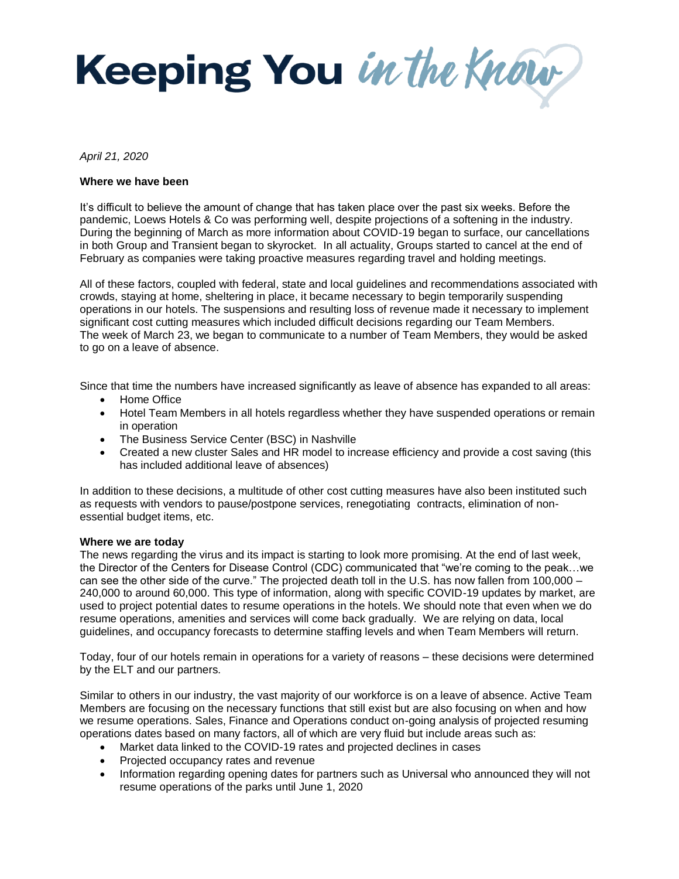# Keeping You *in the Know*

*April 21, 2020*

**Where we have been**

It's difficult to believe the amount of change that has taken place over the past six weeks. Before the pandemic, Loews Hotels & Co was performing well, despite projections of a softening in the industry. During the beginning of March as more information about COVID-19 began to surface, our cancellations in both Group and Transient began to skyrocket. In all actuality, Groups started to cancel at the end of February as companies were taking proactive measures regarding travel and holding meetings.

All of these factors, coupled with federal, state and local guidelines and recommendations associated with crowds, staying at home, sheltering in place, it became necessary to begin temporarily suspending operations in our hotels. The suspensions and resulting loss of revenue made it necessary to implement significant cost cutting measures which included difficult decisions regarding our Team Members. The week of March 23, we began to communicate to a number of Team Members, they would be asked to go on a leave of absence.

Since that time the numbers have increased significantly as leave of absence has expanded to all areas:

- Home Office
- Hotel Team Members in all hotels regardless whether they have suspended operations or remain in operation
- The Business Service Center (BSC) in Nashville
- Created a new cluster Sales and HR model to increase efficiency and provide a cost saving (this has included additional leave of absences)

In addition to these decisions, a multitude of other cost cutting measures have also been instituted such as requests with vendors to pause/postpone services, renegotiating contracts, elimination of non-essential budget items, etc.

**Where we are today**

The news regarding the virus and its impact is starting to look more promising. At the end of last week, the Director of the Centers for Disease Control (CDC) communicated that "we're coming to the peak…we can see the other side of the curve." The projected death toll in the U.S. has now fallen from 100,000 – 240,000 to around 60,000. This type of information, along with specific COVID-19 updates by market, are used to project potential dates to resume operations in the hotels. We should note that even when we do resume operations, amenities and services will come back gradually. We are relying on data, local guidelines, and occupancy forecasts to determine staffing levels and when Team Members will return.

Today, four of our hotels remain in operations for a variety of reasons – these decisions were determined by the ELT and our partners.

Similar to others in our industry, the vast majority of our workforce is on a leave of absence. Active Team Members are focusing on the necessary functions that still exist but are also focusing on when and how we resume operations. Sales, Finance and Operations conduct on-going analysis of projected resuming operations dates based on many factors, all of which are very fluid but include areas such as:

- Market data linked to the COVID-19 rates and projected declines in cases
- Projected occupancy rates and revenue
- Information regarding opening dates for partners such as Universal who announced they will not resume operations of the parks until June 1, 2020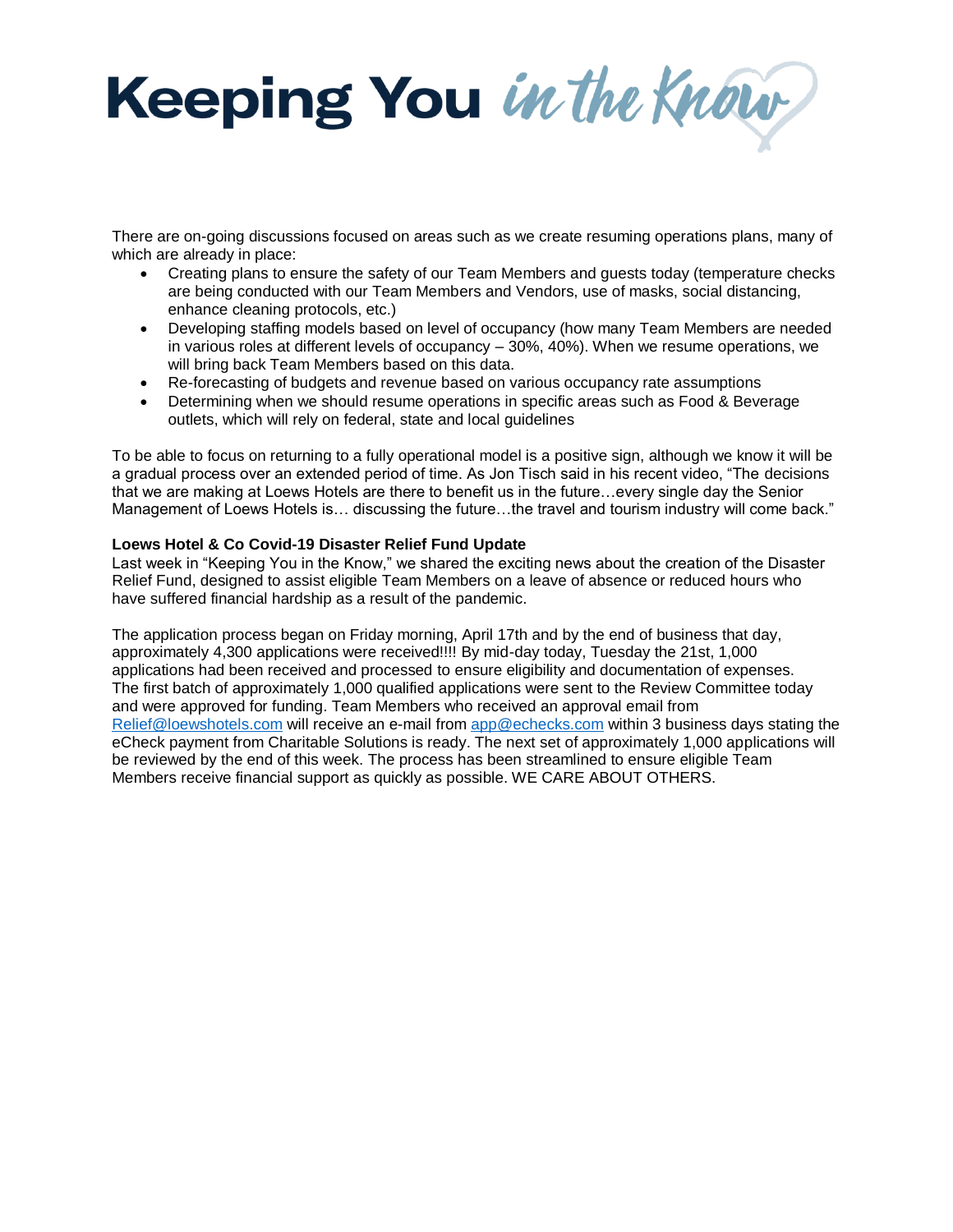# Keeping You *in the Know*

There are on-going discussions focused on areas such as we create resuming operations plans, many of which are already in place:

- Creating plans to ensure the safety of our Team Members and guests today (temperature checks are being conducted with our Team Members and Vendors, use of masks, social distancing, enhance cleaning protocols, etc.)
- Developing staffing models based on level of occupancy (how many Team Members are needed in various roles at different levels of occupancy – 30%, 40%). When we resume operations, we will bring back Team Members based on this data.
- Re-forecasting of budgets and revenue based on various occupancy rate assumptions
- Determining when we should resume operations in specific areas such as Food & Beverage outlets, which will rely on federal, state and local guidelines

To be able to focus on returning to a fully operational model is a positive sign, although we know it will be a gradual process over an extended period of time. As Jon Tisch said in his recent video, "The decisions that we are making at Loews Hotels are there to benefit us in the future…every single day the Senior Management of Loews Hotels is… discussing the future…the travel and tourism industry will come back."

**Loews Hotel & Co Covid-19 Disaster Relief Fund Update**

Last week in "Keeping You in the Know," we shared the exciting news about the creation of the Disaster Relief Fund, designed to assist eligible Team Members on a leave of absence or reduced hours who have suffered financial hardship as a result of the pandemic.

The application process began on Friday morning, April 17th and by the end of business that day, approximately 4,300 applications were received!!!! By mid-day today, Tuesday the 21st, 1,000 applications had been received and processed to ensure eligibility and documentation of expenses. The first batch of approximately 1,000 qualified applications were sent to the Review Committee today and were approved for funding. Team Members who received an approval email from [Relief@loewshotels.com](mailto:Relief@loewshotels.com) will receive an e-mail from [app@echecks.com](mailto:app@echecks.com) within 3 business days stating the eCheck payment from Charitable Solutions is ready. The next set of approximately 1,000 applications will be reviewed by the end of this week. The process has been streamlined to ensure eligible Team Members receive financial support as quickly as possible. WE CARE ABOUT OTHERS.